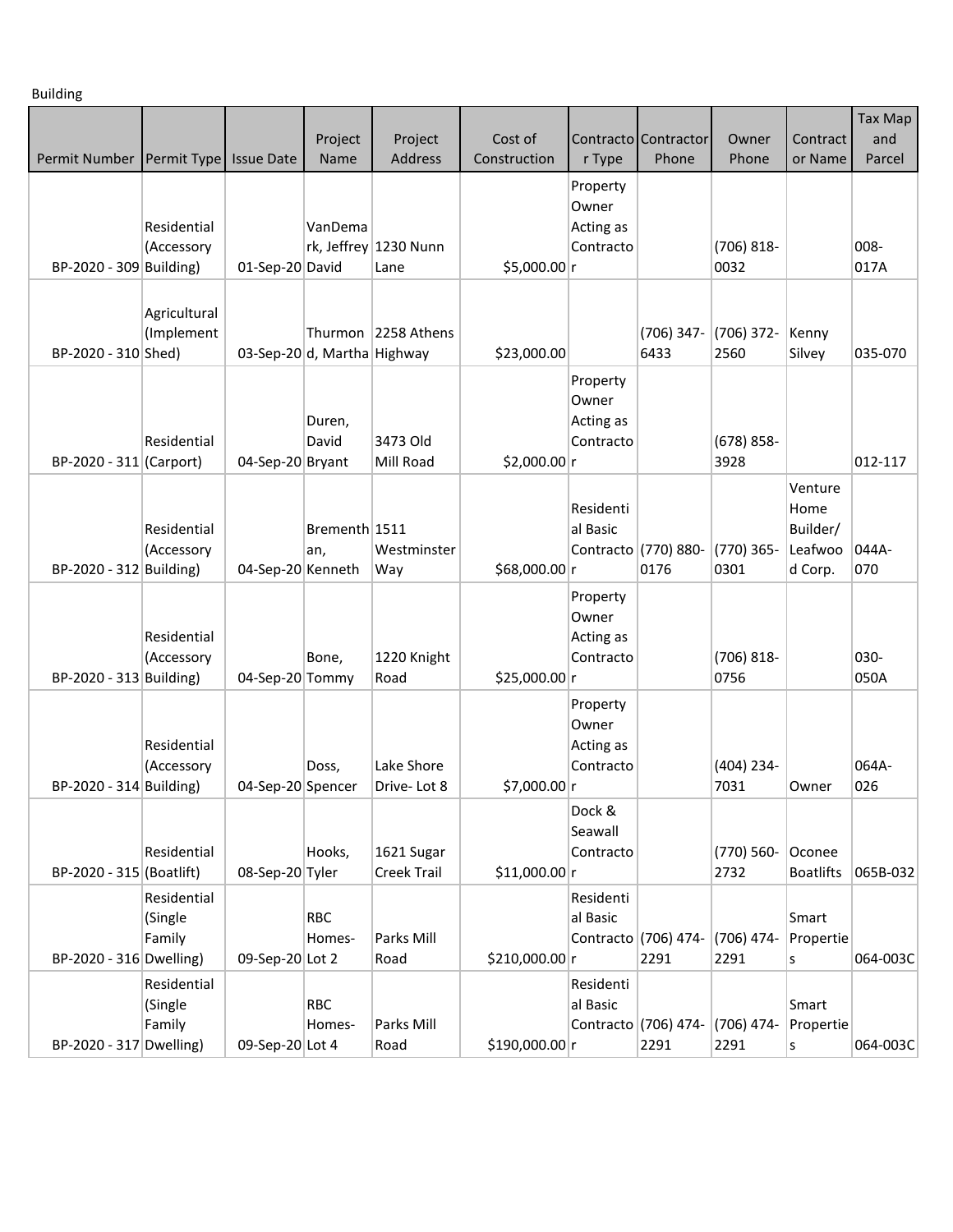Building

| Permit Number | Permit Type | Issue Date | Project Name | Project Address | Cost of Construction | Contractor Type | Contractor Phone | Owner Phone | Contractor Name | Tax Map and Parcel |
|---|---|---|---|---|---|---|---|---|---|---|
| BP-2020 - 309 | Residential (Accessory Building) | 01-Sep-20 | VanDemark, Jeffrey David | 1230 Nunn Lane | $5,000.00 | Property Owner Acting as Contractor | | (706) 818-0032 | | 008-017A |
| BP-2020 - 310 | Agricultural (Implement Shed) | 03-Sep-20 | Thurmond, Martha | 2258 Athens Highway | $23,000.00 | | (706) 347-6433 | (706) 372-2560 | Kenny Silvey | 035-070 |
| BP-2020 - 311 | Residential (Carport) | 04-Sep-20 | Duren, David Bryant | 3473 Old Mill Road | $2,000.00 | Property Owner Acting as Contractor | | (678) 858-3928 | | 012-117 |
| BP-2020 - 312 | Residential (Accessory Building) | 04-Sep-20 | Bremententhan, Kenneth | 1511 Westminster Way | $68,000.00 | Residential Basic Contractor | (770) 880-0176 | (770) 365-0301 | Venture Home Builder/ Leafwood Corp. | 044A-070 |
| BP-2020 - 313 | Residential (Accessory Building) | 04-Sep-20 | Bone, Tommy | 1220 Knight Road | $25,000.00 | Property Owner Acting as Contractor | | (706) 818-0756 | | 030-050A |
| BP-2020 - 314 | Residential (Accessory Building) | 04-Sep-20 | Doss, Spencer | Lake Shore Drive- Lot 8 | $7,000.00 | Property Owner Acting as Contractor | | (404) 234-7031 | Owner | 064A-026 |
| BP-2020 - 315 | Residential (Boatlift) | 08-Sep-20 | Hooks, Tyler | 1621 Sugar Creek Trail | $11,000.00 | Dock & Seawall Contractor | | (770) 560-2732 | Oconee Boatlifts | 065B-032 |
| BP-2020 - 316 | Residential (Single Family Dwelling) | 09-Sep-20 | RBC Homes- Lot 2 | Parks Mill Road | $210,000.00 | Residential Basic Contractor | (706) 474-2291 | (706) 474-2291 | Smart Properties | 064-003C |
| BP-2020 - 317 | Residential (Single Family Dwelling) | 09-Sep-20 | RBC Homes- Lot 4 | Parks Mill Road | $190,000.00 | Residential Basic Contractor | (706) 474-2291 | (706) 474-2291 | Smart Properties | 064-003C |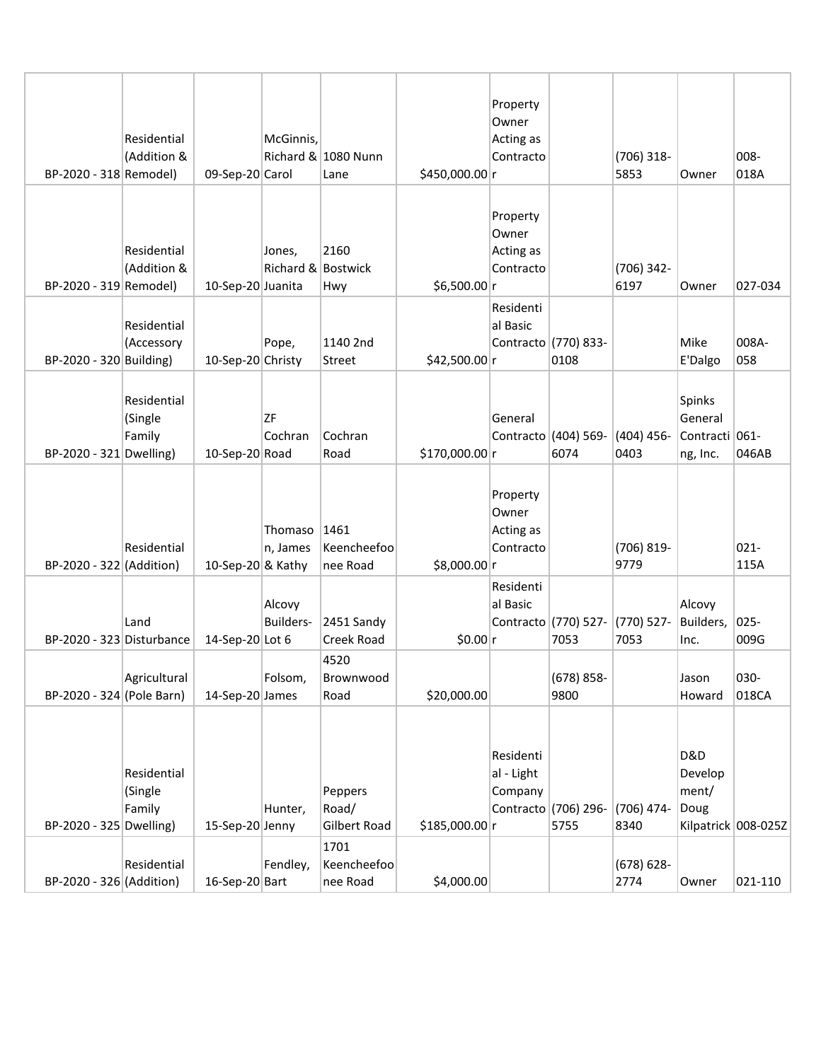| | | | | | | | | | | |
|---|---|---|---|---|---|---|---|---|---|---|
| BP-2020 - 318 | Residential (Addition & Remodel) | 09-Sep-20 | McGinnis, Richard & Carol | 1080 Nunn Lane | $450,000.00 | Property Owner Acting as Contractor | | (706) 318-5853 | Owner | 008-018A |
| BP-2020 - 319 | Residential (Addition & Remodel) | 10-Sep-20 | Jones, Richard & Juanita | 2160 Bostwick Hwy | $6,500.00 | Property Owner Acting as Contractor | | (706) 342-6197 | Owner | 027-034 |
| BP-2020 - 320 | Residential (Accessory Building) | 10-Sep-20 | Pope, Christy | 1140 2nd Street | $42,500.00 | Residential Basic Contractor | (770) 833-0108 | | Mike E'Dalgo | 008A-058 |
| BP-2020 - 321 | Residential (Single Family Dwelling) | 10-Sep-20 | ZF Cochran Road | Cochran Road | $170,000.00 | General Contractor | (404) 569-6074 | (404) 456-0403 | Spinks General Contracting, Inc. | 061-046AB |
| BP-2020 - 322 | Residential (Addition) | 10-Sep-20 | Thomason, James & Kathy | 1461 Keencheefoonee Road | $8,000.00 | Property Owner Acting as Contractor | | (706) 819-9779 | | 021-115A |
| BP-2020 - 323 | Land Disturbance | 14-Sep-20 | Alcovy Builders-Lot 6 | 2451 Sandy Creek Road | $0.00 | Residential Basic Contractor | (770) 527-7053 | (770) 527-7053 | Alcovy Builders, Inc. | 025-009G |
| BP-2020 - 324 | Agricultural (Pole Barn) | 14-Sep-20 | Folsom, James | 4520 Brownwood Road | $20,000.00 | | (678) 858-9800 | | Jason Howard | 030-018CA |
| BP-2020 - 325 | Residential (Single Family Dwelling) | 15-Sep-20 | Hunter, Jenny | Peppers Road/ Gilbert Road | $185,000.00 | Residential - Light Company Contractor | (706) 296-5755 | (706) 474-8340 | D&D Development/ Doug Kilpatrick | 008-025Z |
| BP-2020 - 326 | Residential (Addition) | 16-Sep-20 | Fendley, Bart | 1701 Keencheefoonee Road | $4,000.00 | | | (678) 628-2774 | Owner | 021-110 |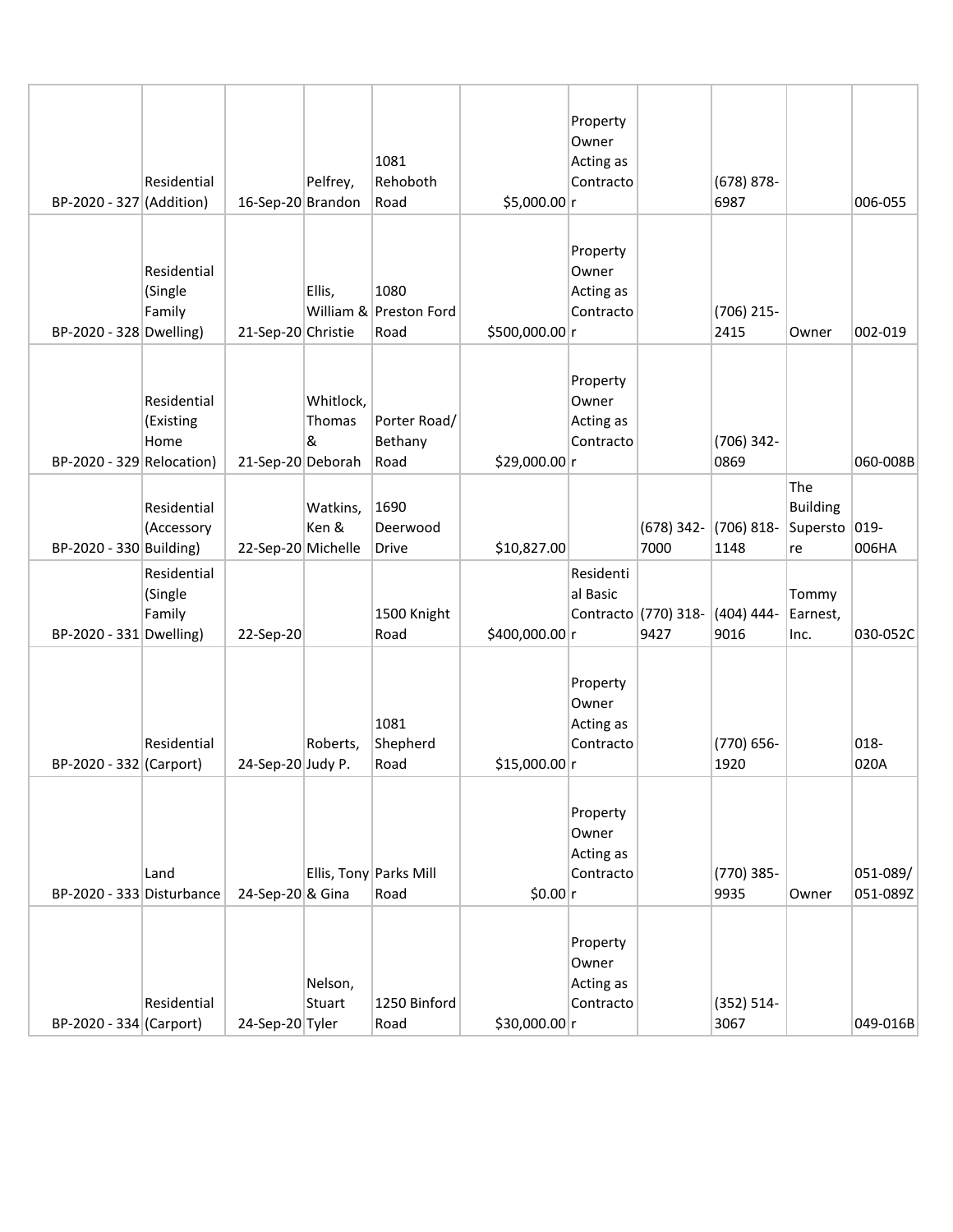| | | | | | | | | | | |
|---|---|---|---|---|---|---|---|---|---|---|
| BP-2020 - 327 | Residential (Addition) | 16-Sep-20 | Pelfrey, Brandon | 1081 Rehoboth Road | $5,000.00 | Property Owner Acting as Contractor | | (678) 878-6987 | | 006-055 |
| BP-2020 - 328 | Residential (Single Family Dwelling) | 21-Sep-20 | Ellis, William & Christie | 1080 Preston Ford Road | $500,000.00 | Property Owner Acting as Contractor | | (706) 215-2415 | Owner | 002-019 |
| BP-2020 - 329 | Residential (Existing Home Relocation) | 21-Sep-20 | Whitlock, Thomas & Deborah | Porter Road/ Bethany Road | $29,000.00 | Property Owner Acting as Contractor | | (706) 342-0869 | | 060-008B |
| BP-2020 - 330 | Residential (Accessory Building) | 22-Sep-20 | Watkins, Ken & Michelle | 1690 Deerwood Drive | $10,827.00 | | (678) 342-7000 | (706) 818-1148 | The Building Superstore | 019-006HA |
| BP-2020 - 331 | Residential (Single Family Dwelling) | 22-Sep-20 | | 1500 Knight Road | $400,000.00 | Residential Basic Contractor | (770) 318-9427 | (404) 444-9016 | Tommy Earnest, Inc. | 030-052C |
| BP-2020 - 332 | Residential (Carport) | 24-Sep-20 | Roberts, Judy P. | 1081 Shepherd Road | $15,000.00 | Property Owner Acting as Contractor | | (770) 656-1920 | | 018-020A |
| BP-2020 - 333 | Land Disturbance | 24-Sep-20 | Ellis, Tony & Gina | Parks Mill Road | $0.00 | Property Owner Acting as Contractor | | (770) 385-9935 | Owner | 051-089/ 051-089Z |
| BP-2020 - 334 | Residential (Carport) | 24-Sep-20 | Nelson, Stuart Tyler | 1250 Binford Road | $30,000.00 | Property Owner Acting as Contractor | | (352) 514-3067 | | 049-016B |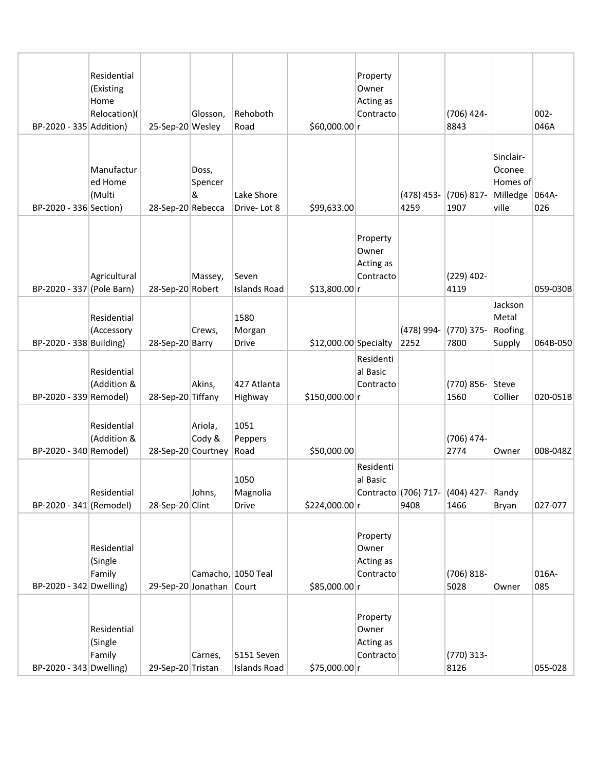| | | | | | | | | | | |
|---|---|---|---|---|---|---|---|---|---|---|
| BP-2020 - 335 | Residential (Existing Home Relocation)( Addition) | 25-Sep-20 | Glosson, Wesley | Rehoboth Road | $60,000.00 | Property Owner Acting as Contractor | | (706) 424-8843 | | 002-046A |
| BP-2020 - 336 | Manufactured Home (Multi Section) | 28-Sep-20 | Doss, Spencer & Rebecca | Lake Shore Drive- Lot 8 | $99,633.00 | | (478) 453-4259 | (706) 817-1907 | Sinclair-Oconee Homes of Milledgeville | 064A-026 |
| BP-2020 - 337 | Agricultural (Pole Barn) | 28-Sep-20 | Massey, Robert | Seven Islands Road | $13,800.00 | Property Owner Acting as Contractor | | (229) 402-4119 | | 059-030B |
| BP-2020 - 338 | Residential (Accessory Building) | 28-Sep-20 | Crews, Barry | 1580 Morgan Drive | $12,000.00 | Specialty | (478) 994-2252 | (770) 375-7800 | Jackson Metal Roofing Supply | 064B-050 |
| BP-2020 - 339 | Residential (Addition & Remodel) | 28-Sep-20 | Akins, Tiffany | 427 Atlanta Highway | $150,000.00 | Residential Basic Contractor | | (770) 856-1560 | Steve Collier | 020-051B |
| BP-2020 - 340 | Residential (Addition & Remodel) | 28-Sep-20 | Ariola, Cody & Courtney | 1051 Peppers Road | $50,000.00 | | | (706) 474-2774 | Owner | 008-048Z |
| BP-2020 - 341 | Residential (Remodel) | 28-Sep-20 | Johns, Clint | 1050 Magnolia Drive | $224,000.00 | Residential Basic Contractor | (706) 717-9408 | (404) 427-1466 | Randy Bryan | 027-077 |
| BP-2020 - 342 | Residential (Single Family Dwelling) | 29-Sep-20 | Camacho, Jonathan | 1050 Teal Court | $85,000.00 | Property Owner Acting as Contractor | | (706) 818-5028 | Owner | 016A-085 |
| BP-2020 - 343 | Residential (Single Family Dwelling) | 29-Sep-20 | Carnes, Tristan | 5151 Seven Islands Road | $75,000.00 | Property Owner Acting as Contractor | | (770) 313-8126 | | 055-028 |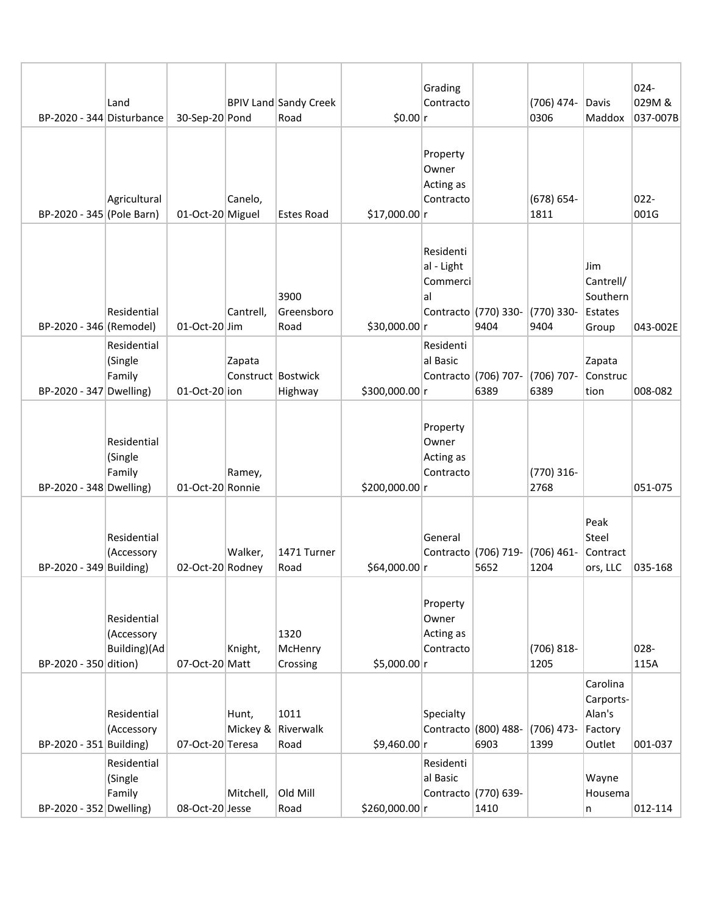| | | | | | | | | | | |
|---|---|---|---|---|---|---|---|---|---|---|
| BP-2020 - 344 | Land Disturbance | 30-Sep-20 | BPIV Land Pond | Sandy Creek Road | $0.00 | Grading Contractor | | (706) 474-0306 | Davis Maddox | 024-029M & 037-007B |
| BP-2020 - 345 | Agricultural (Pole Barn) | 01-Oct-20 | Canelo, Miguel | Estes Road | $17,000.00 | Property Owner Acting as Contractor | | (678) 654-1811 | | 022-001G |
| BP-2020 - 346 | Residential (Remodel) | 01-Oct-20 | Cantrell, Jim | 3900 Greensboro Road | $30,000.00 | Residential - Light Commercial Contractor | (770) 330-9404 | (770) 330-9404 | Jim Cantrell/ Southern Estates Group | 043-002E |
| BP-2020 - 347 | Residential (Single Family Dwelling) | 01-Oct-20 | Zapata Construction | Bostwick Highway | $300,000.00 | Residential Basic Contractor | (706) 707-6389 | (706) 707-6389 | Zapata Construction | 008-082 |
| BP-2020 - 348 | Residential (Single Family Dwelling) | 01-Oct-20 | Ramey, Ronnie | | $200,000.00 | Property Owner Acting as Contractor | | (770) 316-2768 | | 051-075 |
| BP-2020 - 349 | Residential (Accessory Building) | 02-Oct-20 | Walker, Rodney | 1471 Turner Road | $64,000.00 | General Contractor | (706) 719-5652 | (706) 461-1204 | Peak Steel Contractors, LLC | 035-168 |
| BP-2020 - 350 | Residential (Accessory Building)(Addition) | 07-Oct-20 | Knight, Matt | 1320 McHenry Crossing | $5,000.00 | Property Owner Acting as Contractor | | (706) 818-1205 | | 028-115A |
| BP-2020 - 351 | Residential (Accessory Building) | 07-Oct-20 | Hunt, Mickey & Teresa | 1011 Riverwalk Road | $9,460.00 | Specialty Contractor | (800) 488-6903 | (706) 473-1399 | Carolina Carports-Alan's Factory Outlet | 001-037 |
| BP-2020 - 352 | Residential (Single Family Dwelling) | 08-Oct-20 | Mitchell, Jesse | Old Mill Road | $260,000.00 | Residential Basic Contractor | (770) 639-1410 | | Wayne Houseman | 012-114 |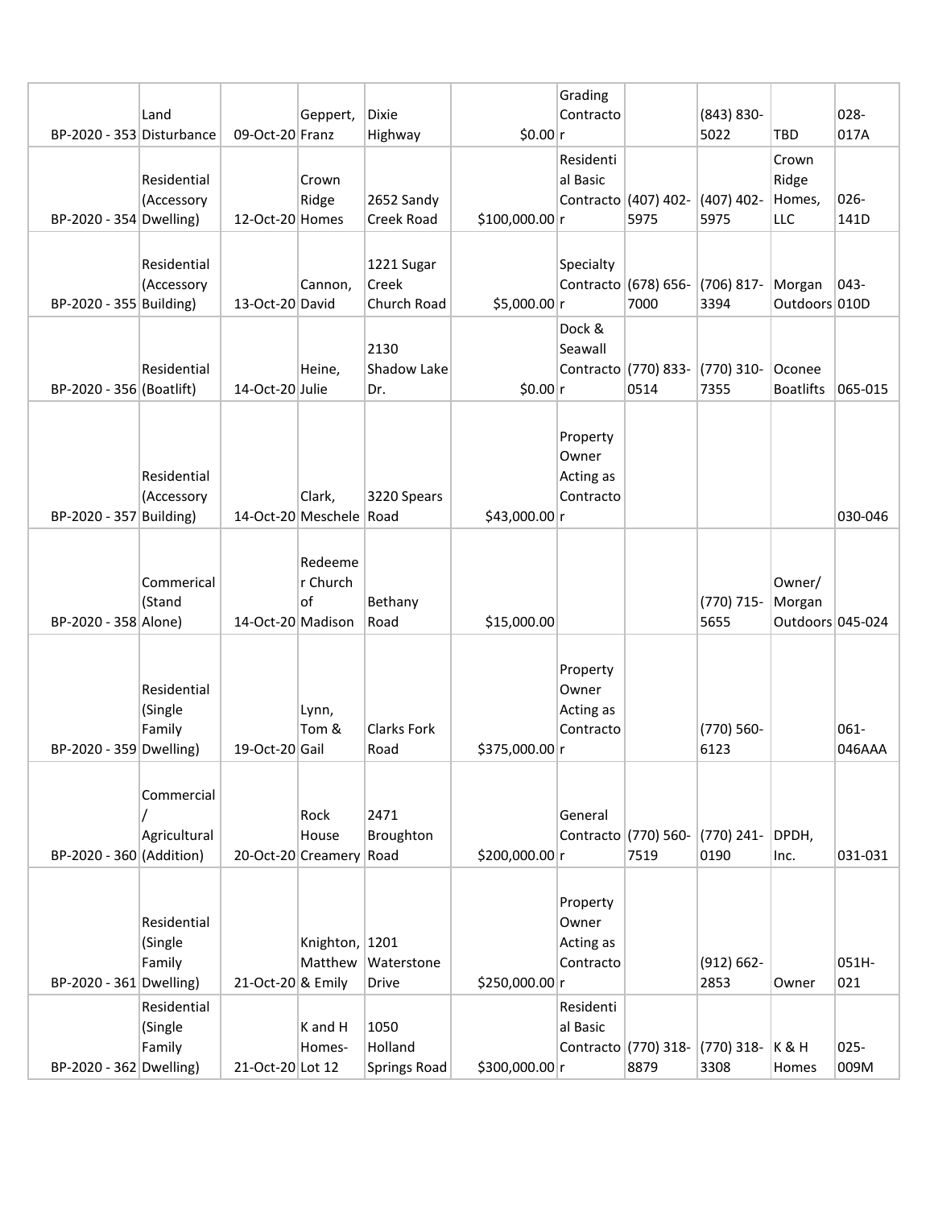| | | | | | | | | | | |
|---|---|---|---|---|---|---|---|---|---|---|
| BP-2020 - 353 | Land Disturbance | 09-Oct-20 | Geppert, Franz | Dixie Highway | $0.00 | Grading Contractor | | (843) 830-5022 | TBD | 028-017A |
| BP-2020 - 354 | Residential (Accessory Dwelling) | 12-Oct-20 | Crown Ridge Homes | 2652 Sandy Creek Road | $100,000.00 | Residential Basic Contractor | (407) 402-5975 | (407) 402-5975 | Crown Ridge Homes, LLC | 026-141D |
| BP-2020 - 355 | Residential (Accessory Building) | 13-Oct-20 | Cannon, David | 1221 Sugar Creek Church Road | $5,000.00 | Specialty Contractor | (678) 656-7000 | (706) 817-3394 | Morgan Outdoors | 043-010D |
| BP-2020 - 356 | Residential (Boatlift) | 14-Oct-20 | Heine, Julie | 2130 Shadow Lake Dr. | $0.00 | Dock & Seawall Contractor | (770) 833-0514 | (770) 310-7355 | Oconee Boatlifts | 065-015 |
| BP-2020 - 357 | Residential (Accessory Building) | 14-Oct-20 | Clark, Meschele | 3220 Spears Road | $43,000.00 | Property Owner Acting as Contractor | | | | 030-046 |
| BP-2020 - 358 | Commerical (Stand Alone) | 14-Oct-20 | Redeemer Church of Madison | Bethany Road | $15,000.00 | | | (770) 715-5655 | Owner/ Morgan Outdoors | 045-024 |
| BP-2020 - 359 | Residential (Single Family Dwelling) | 19-Oct-20 | Lynn, Tom & Gail | Clarks Fork Road | $375,000.00 | Property Owner Acting as Contractor | | (770) 560-6123 | | 061-046AAA |
| BP-2020 - 360 | Commercial / Agricultural (Addition) | 20-Oct-20 | Rock House Creamery | 2471 Broughton Road | $200,000.00 | General Contractor | (770) 560-7519 | (770) 241-0190 | DPDH, Inc. | 031-031 |
| BP-2020 - 361 | Residential (Single Family Dwelling) | 21-Oct-20 | Knighton, Matthew & Emily | 1201 Waterstone Drive | $250,000.00 | Property Owner Acting as Contractor | | (912) 662-2853 | Owner | 051H-021 |
| BP-2020 - 362 | Residential (Single Family Dwelling) | 21-Oct-20 | K and H Homes-Lot 12 | 1050 Holland Springs Road | $300,000.00 | Residential Basic Contractor | (770) 318-8879 | (770) 318-3308 | K & H Homes | 025-009M |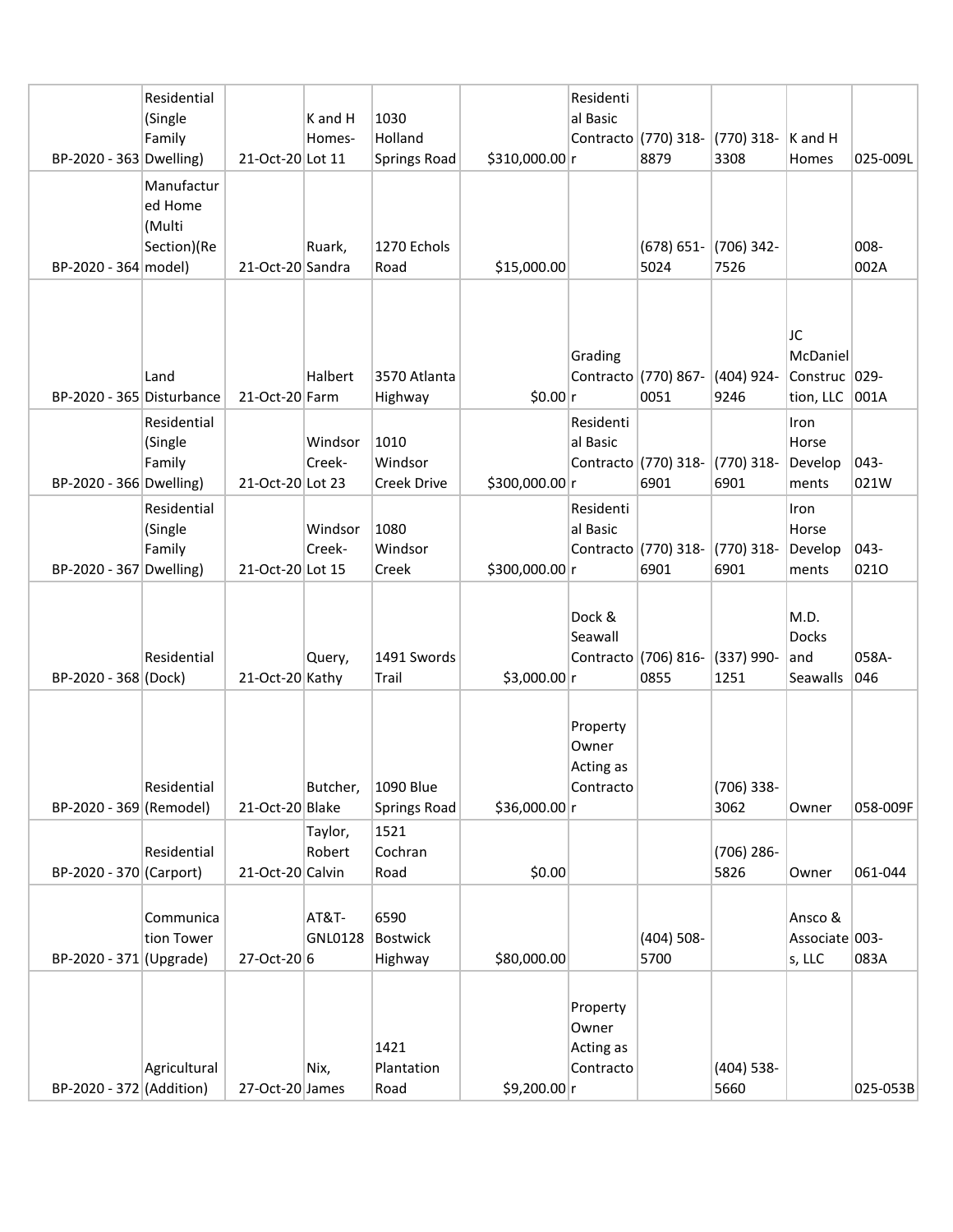| | | | | | | | | | | |
|---|---|---|---|---|---|---|---|---|---|---|
| BP-2020 - 363 | Residential (Single Family Dwelling) | 21-Oct-20 | K and H Homes-Lot 11 | 1030 Holland Springs Road | $310,000.00 | Residential Basic Contractor | (770) 318-8879 | (770) 318-3308 | K and H Homes | 025-009L |
| BP-2020 - 364 | Manufactured Home (Multi Section)(Remodel) | 21-Oct-20 | Ruark, Sandra | 1270 Echols Road | $15,000.00 | | (678) 651-5024 | (706) 342-7526 | | 008-002A |
| BP-2020 - 365 | Land Disturbance | 21-Oct-20 | Halbert Farm | 3570 Atlanta Highway | $0.00 | Grading Contractor | (770) 867-0051 | (404) 924-9246 | JC McDaniel Construction, LLC | 029-001A |
| BP-2020 - 366 | Residential (Single Family Dwelling) | 21-Oct-20 | Windsor Creek-Lot 23 | 1010 Windsor Creek Drive | $300,000.00 | Residential Basic Contractor | (770) 318-6901 | (770) 318-6901 | Iron Horse Developments | 043-021W |
| BP-2020 - 367 | Residential (Single Family Dwelling) | 21-Oct-20 | Windsor Creek-Lot 15 | 1080 Windsor Creek | $300,000.00 | Residential Basic Contractor | (770) 318-6901 | (770) 318-6901 | Iron Horse Developments | 043-021O |
| BP-2020 - 368 | Residential (Dock) | 21-Oct-20 | Query, Kathy | 1491 Swords Trail | $3,000.00 | Dock & Seawall Contractor | (706) 816-0855 | (337) 990-1251 | M.D. Docks and Seawalls | 058A-046 |
| BP-2020 - 369 | Residential (Remodel) | 21-Oct-20 | Butcher, Blake | 1090 Blue Springs Road | $36,000.00 | Property Owner Acting as Contractor | | (706) 338-3062 | Owner | 058-009F |
| BP-2020 - 370 | Residential (Carport) | 21-Oct-20 | Taylor, Robert Calvin | 1521 Cochran Road | $0.00 | | | (706) 286-5826 | Owner | 061-044 |
| BP-2020 - 371 | Communication Tower (Upgrade) | 27-Oct-20 | AT&T-GNL01286 | 6590 Bostwick Highway | $80,000.00 | | (404) 508-5700 | | Ansco & Associates, LLC | 003-083A |
| BP-2020 - 372 | Agricultural (Addition) | 27-Oct-20 | Nix, James | 1421 Plantation Road | $9,200.00 | Property Owner Acting as Contractor | | (404) 538-5660 | | 025-053B |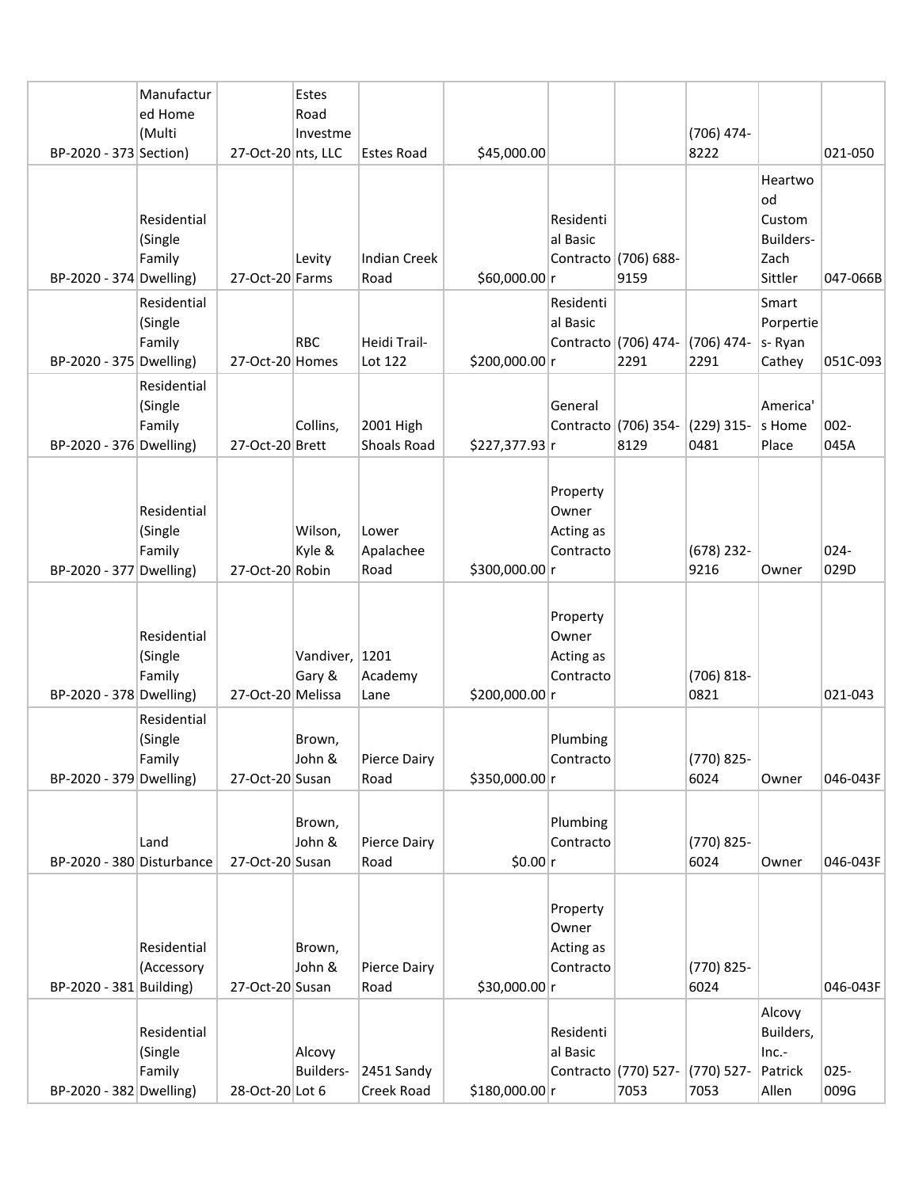| | | | | | | | | | | |
|---|---|---|---|---|---|---|---|---|---|---|
| BP-2020 - 373 | Manufactured Home (Multi Section) | 27-Oct-20 | Estes Road Investments, LLC | Estes Road | $45,000.00 | | | (706) 474-8222 | | 021-050 |
| BP-2020 - 374 | Residential (Single Family Dwelling) | 27-Oct-20 | Levity Farms | Indian Creek Road | $60,000.00 | Residential Basic Contractor | (706) 688-9159 | | Heartwood Custom Builders-Zach Sittler | 047-066B |
| BP-2020 - 375 | Residential (Single Family Dwelling) | 27-Oct-20 | RBC Homes | Heidi Trail-Lot 122 | $200,000.00 | Residential Basic Contractor | (706) 474-2291 | (706) 474-2291 | Smart Porperties- Ryan Cathey | 051C-093 |
| BP-2020 - 376 | Residential (Single Family Dwelling) | 27-Oct-20 | Collins, Brett | 2001 High Shoals Road | $227,377.93 | General Contractor | (706) 354-8129 | (229) 315-0481 | America's Home Place | 002-045A |
| BP-2020 - 377 | Residential (Single Family Dwelling) | 27-Oct-20 | Wilson, Kyle & Robin | Lower Apalachee Road | $300,000.00 | Property Owner Acting as Contractor | | (678) 232-9216 | Owner | 024-029D |
| BP-2020 - 378 | Residential (Single Family Dwelling) | 27-Oct-20 | Vandiver, Gary & Melissa | 1201 Academy Lane | $200,000.00 | Property Owner Acting as Contractor | | (706) 818-0821 | | 021-043 |
| BP-2020 - 379 | Residential (Single Family Dwelling) | 27-Oct-20 | Brown, John & Susan | Pierce Dairy Road | $350,000.00 | Plumbing Contractor | | (770) 825-6024 | Owner | 046-043F |
| BP-2020 - 380 | Land Disturbance | 27-Oct-20 | Brown, John & Susan | Pierce Dairy Road | $0.00 | Plumbing Contractor | | (770) 825-6024 | Owner | 046-043F |
| BP-2020 - 381 | Residential (Accessory Building) | 27-Oct-20 | Brown, John & Susan | Pierce Dairy Road | $30,000.00 | Property Owner Acting as Contractor | | (770) 825-6024 | | 046-043F |
| BP-2020 - 382 | Residential (Single Family Dwelling) | 28-Oct-20 | Alcovy Builders-Lot 6 | 2451 Sandy Creek Road | $180,000.00 | Residential Basic Contractor | (770) 527-7053 | (770) 527-7053 | Alcovy Builders, Inc.-Patrick Allen | 025-009G |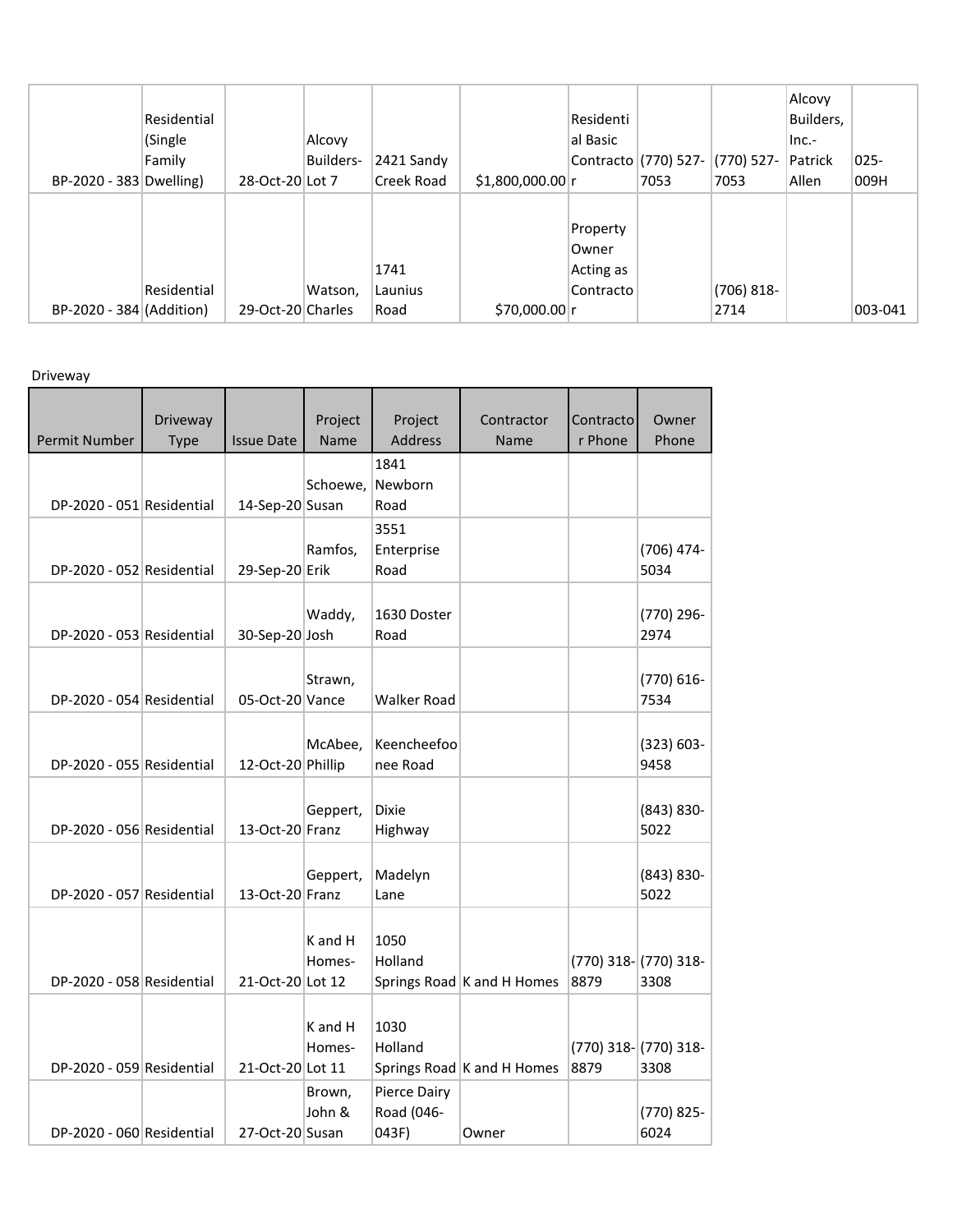| | | | | | | | | | | |
|---|---|---|---|---|---|---|---|---|---|---|
| BP-2020 - 383 | Residential (Single Family Dwelling) | 28-Oct-20 | Alcovy Builders- Lot 7 | 2421 Sandy Creek Road | $1,800,000.00 | Residential Basic Contractor | (770) 527-7053 | (770) 527-7053 | Alcovy Builders, Inc.- Patrick Allen | 025-009H |
| BP-2020 - 384 | Residential (Addition) | 29-Oct-20 | Watson, Charles | 1741 Launius Road | $70,000.00 | Property Owner Acting as Contractor | | (706) 818-2714 | | 003-041 |

Driveway

| Permit Number | Driveway Type | Issue Date | Project Name | Project Address | Contractor Name | Contractor Phone | Owner Phone |
|---|---|---|---|---|---|---|---|
| DP-2020 - 051 | Residential | 14-Sep-20 | Schoewe, Susan | 1841 Newborn Road | | | |
| DP-2020 - 052 | Residential | 29-Sep-20 | Ramfos, Erik | 3551 Enterprise Road | | | (706) 474-5034 |
| DP-2020 - 053 | Residential | 30-Sep-20 | Waddy, Josh | 1630 Doster Road | | | (770) 296-2974 |
| DP-2020 - 054 | Residential | 05-Oct-20 | Strawn, Vance | Walker Road | | | (770) 616-7534 |
| DP-2020 - 055 | Residential | 12-Oct-20 | McAbee, Phillip | Keencheefoonee Road | | | (323) 603-9458 |
| DP-2020 - 056 | Residential | 13-Oct-20 | Geppert, Franz | Dixie Highway | | | (843) 830-5022 |
| DP-2020 - 057 | Residential | 13-Oct-20 | Geppert, Franz | Madelyn Lane | | | (843) 830-5022 |
| DP-2020 - 058 | Residential | 21-Oct-20 | K and H Homes- Lot 12 | 1050 Holland Springs Road | K and H Homes | (770) 318-8879 | (770) 318-3308 |
| DP-2020 - 059 | Residential | 21-Oct-20 | K and H Homes- Lot 11 | 1030 Holland Springs Road | K and H Homes | (770) 318-8879 | (770) 318-3308 |
| DP-2020 - 060 | Residential | 27-Oct-20 | Brown, John & Susan | Pierce Dairy Road (046-043F) | Owner | | (770) 825-6024 |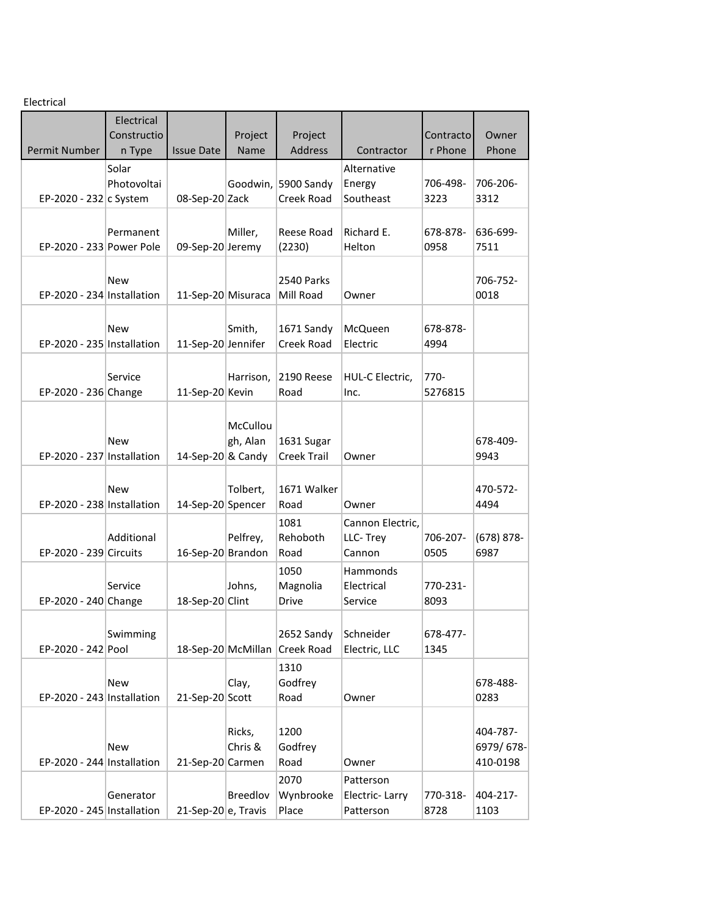Electrical

| Permit Number | Electrical Construction Type | Issue Date | Project Name | Project Address | Contractor | Contractor Phone | Owner Phone |
|---|---|---|---|---|---|---|---|
| EP-2020 - 232 | Solar Photovoltaic System | 08-Sep-20 | Goodwin, Zack | 5900 Sandy Creek Road | Alternative Energy Southeast | 706-498-3223 | 706-206-3312 |
| EP-2020 - 233 | Permanent Power Pole | 09-Sep-20 | Miller, Jeremy | Reese Road (2230) | Richard E. Helton | 678-878-0958 | 636-699-7511 |
| EP-2020 - 234 | New Installation | 11-Sep-20 | Misuraca | 2540 Parks Mill Road | Owner | | 706-752-0018 |
| EP-2020 - 235 | New Installation | 11-Sep-20 | Smith, Jennifer | 1671 Sandy Creek Road | McQueen Electric | 678-878-4994 | |
| EP-2020 - 236 | Service Change | 11-Sep-20 | Harrison, Kevin | 2190 Reese Road | HUL-C Electric, Inc. | 770-5276815 | |
| EP-2020 - 237 | New Installation | 14-Sep-20 | McCullough, Alan & Candy | 1631 Sugar Creek Trail | Owner | | 678-409-9943 |
| EP-2020 - 238 | New Installation | 14-Sep-20 | Tolbert, Spencer | 1671 Walker Road | Owner | | 470-572-4494 |
| EP-2020 - 239 | Additional Circuits | 16-Sep-20 | Pelfrey, Brandon | 1081 Rehoboth Road | Cannon Electric, LLC- Trey Cannon | 706-207-0505 | (678) 878-6987 |
| EP-2020 - 240 | Service Change | 18-Sep-20 | Johns, Clint | 1050 Magnolia Drive | Hammonds Electrical Service | 770-231-8093 | |
| EP-2020 - 242 | Swimming Pool | 18-Sep-20 | McMillan | 2652 Sandy Creek Road | Schneider Electric, LLC | 678-477-1345 | |
| EP-2020 - 243 | New Installation | 21-Sep-20 | Clay, Scott | 1310 Godfrey Road | Owner | | 678-488-0283 |
| EP-2020 - 244 | New Installation | 21-Sep-20 | Ricks, Chris & Carmen | 1200 Godfrey Road | Owner | | 404-787-6979/ 678-410-0198 |
| EP-2020 - 245 | Generator Installation | 21-Sep-20 | Breedlove, Travis | 2070 Wynbrooke Place | Patterson Electric- Larry Patterson | 770-318-8728 | 404-217-1103 |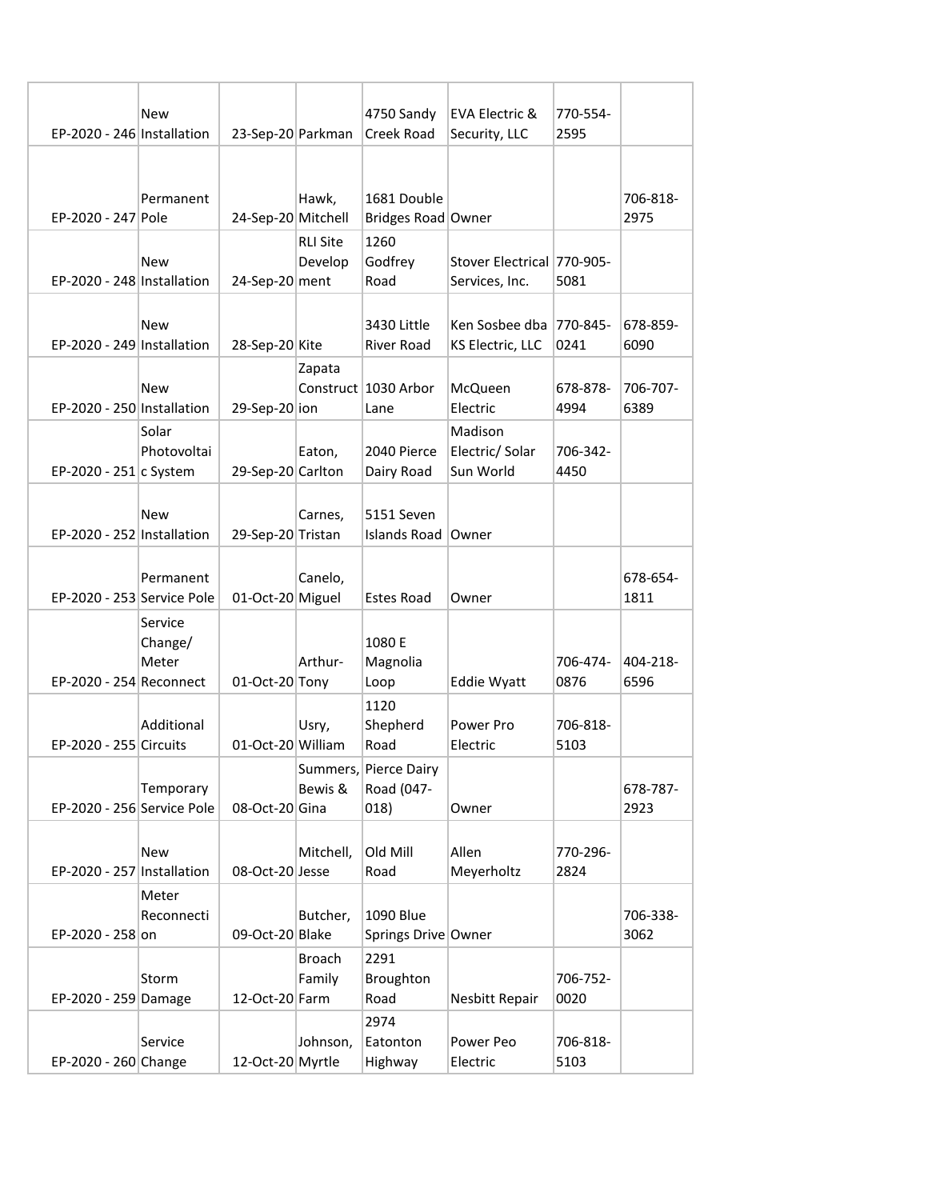| | | | | | | | |
|---|---|---|---|---|---|---|---|
| EP-2020 - 246 | New Installation | 23-Sep-20 | Parkman | 4750 Sandy Creek Road | EVA Electric & Security, LLC | 770-554-2595 | |
| EP-2020 - 247 | Permanent Pole | 24-Sep-20 | Hawk, Mitchell | 1681 Double Bridges Road | Owner | | 706-818-2975 |
| EP-2020 - 248 | New Installation | 24-Sep-20 | RLI Site Development | 1260 Godfrey Road | Stover Electrical Services, Inc. | 770-905-5081 | |
| EP-2020 - 249 | New Installation | 28-Sep-20 | Kite | 3430 Little River Road | Ken Sosbee dba KS Electric, LLC | 770-845-0241 | 678-859-6090 |
| EP-2020 - 250 | New Installation | 29-Sep-20 | Zapata Construction | 1030 Arbor Lane | McQueen Electric | 678-878-4994 | 706-707-6389 |
| EP-2020 - 251 | Solar Photovoltaic System | 29-Sep-20 | Eaton, Carlton | 2040 Pierce Dairy Road | Madison Electric/ Solar Sun World | 706-342-4450 | |
| EP-2020 - 252 | New Installation | 29-Sep-20 | Carnes, Tristan | 5151 Seven Islands Road | Owner | | |
| EP-2020 - 253 | Permanent Service Pole | 01-Oct-20 | Canelo, Miguel | Estes Road | Owner | | 678-654-1811 |
| EP-2020 - 254 | Service Change/ Meter Reconnect | 01-Oct-20 | Arthur-Tony | 1080 E Magnolia Loop | Eddie Wyatt | 706-474-0876 | 404-218-6596 |
| EP-2020 - 255 | Additional Circuits | 01-Oct-20 | Usry, William | 1120 Shepherd Road | Power Pro Electric | 706-818-5103 | |
| EP-2020 - 256 | Temporary Service Pole | 08-Oct-20 | Summers, Bewis & Gina | Pierce Dairy Road (047-018) | Owner | | 678-787-2923 |
| EP-2020 - 257 | New Installation | 08-Oct-20 | Mitchell, Jesse | Old Mill Road | Allen Meyerholtz | 770-296-2824 | |
| EP-2020 - 258 | Meter Reconnection | 09-Oct-20 | Butcher, Blake | 1090 Blue Springs Drive | Owner | | 706-338-3062 |
| EP-2020 - 259 | Storm Damage | 12-Oct-20 | Broach Family Farm | 2291 Broughton Road | Nesbitt Repair | 706-752-0020 | |
| EP-2020 - 260 | Service Change | 12-Oct-20 | Johnson, Myrtle | 2974 Eatonton Highway | Power Peo Electric | 706-818-5103 | |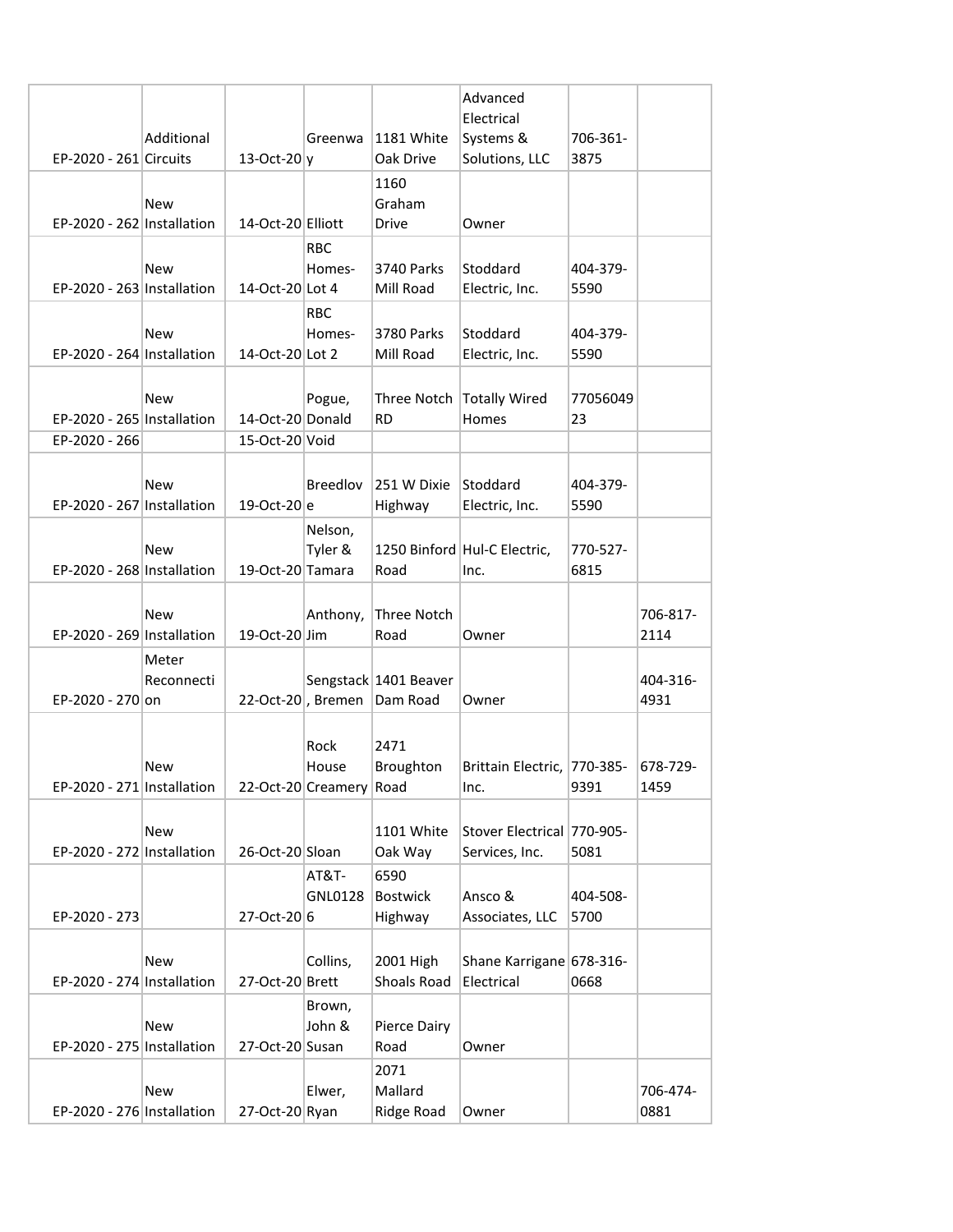| | | | | | | | |
|---|---|---|---|---|---|---|---|
| EP-2020 - 261 | Additional Circuits | 13-Oct-20 | Greenway | 1181 White Oak Drive | Advanced Electrical Systems & Solutions, LLC | 706-361-3875 | |
| EP-2020 - 262 | New Installation | 14-Oct-20 | Elliott | 1160 Graham Drive | Owner | | |
| EP-2020 - 263 | New Installation | 14-Oct-20 | RBC Homes-Lot 4 | 3740 Parks Mill Road | Stoddard Electric, Inc. | 404-379-5590 | |
| EP-2020 - 264 | New Installation | 14-Oct-20 | RBC Homes-Lot 2 | 3780 Parks Mill Road | Stoddard Electric, Inc. | 404-379-5590 | |
| EP-2020 - 265 | New Installation | 14-Oct-20 | Pogue, Donald | Three Notch RD | Totally Wired Homes | 7705604923 | |
| EP-2020 - 266 | | 15-Oct-20 | Void | | | | |
| EP-2020 - 267 | New Installation | 19-Oct-20 | Breedlove | 251 W Dixie Highway | Stoddard Electric, Inc. | 404-379-5590 | |
| EP-2020 - 268 | New Installation | 19-Oct-20 | Nelson, Tyler & Tamara | 1250 Binford Road | Hul-C Electric, Inc. | 770-527-6815 | |
| EP-2020 - 269 | New Installation | 19-Oct-20 | Anthony, Jim | Three Notch Road | Owner | | 706-817-2114 |
| EP-2020 - 270 | Meter Reconnection | 22-Oct-20 | Sengstack, Bremen | 1401 Beaver Dam Road | Owner | | 404-316-4931 |
| EP-2020 - 271 | New Installation | 22-Oct-20 | Rock House Creamery | 2471 Broughton Road | Brittain Electric, Inc. | 770-385-9391 | 678-729-1459 |
| EP-2020 - 272 | New Installation | 26-Oct-20 | Sloan | 1101 White Oak Way | Stover Electrical Services, Inc. | 770-905-5081 | |
| EP-2020 - 273 | | 27-Oct-20 | AT&T-GNL01286 | 6590 Bostwick Highway | Ansco & Associates, LLC | 404-508-5700 | |
| EP-2020 - 274 | New Installation | 27-Oct-20 | Collins, Brett | 2001 High Shoals Road | Shane Karrigane Electrical | 678-316-0668 | |
| EP-2020 - 275 | New Installation | 27-Oct-20 | Brown, John & Susan | Pierce Dairy Road | Owner | | |
| EP-2020 - 276 | New Installation | 27-Oct-20 | Elwer, Ryan | 2071 Mallard Ridge Road | Owner | | 706-474-0881 |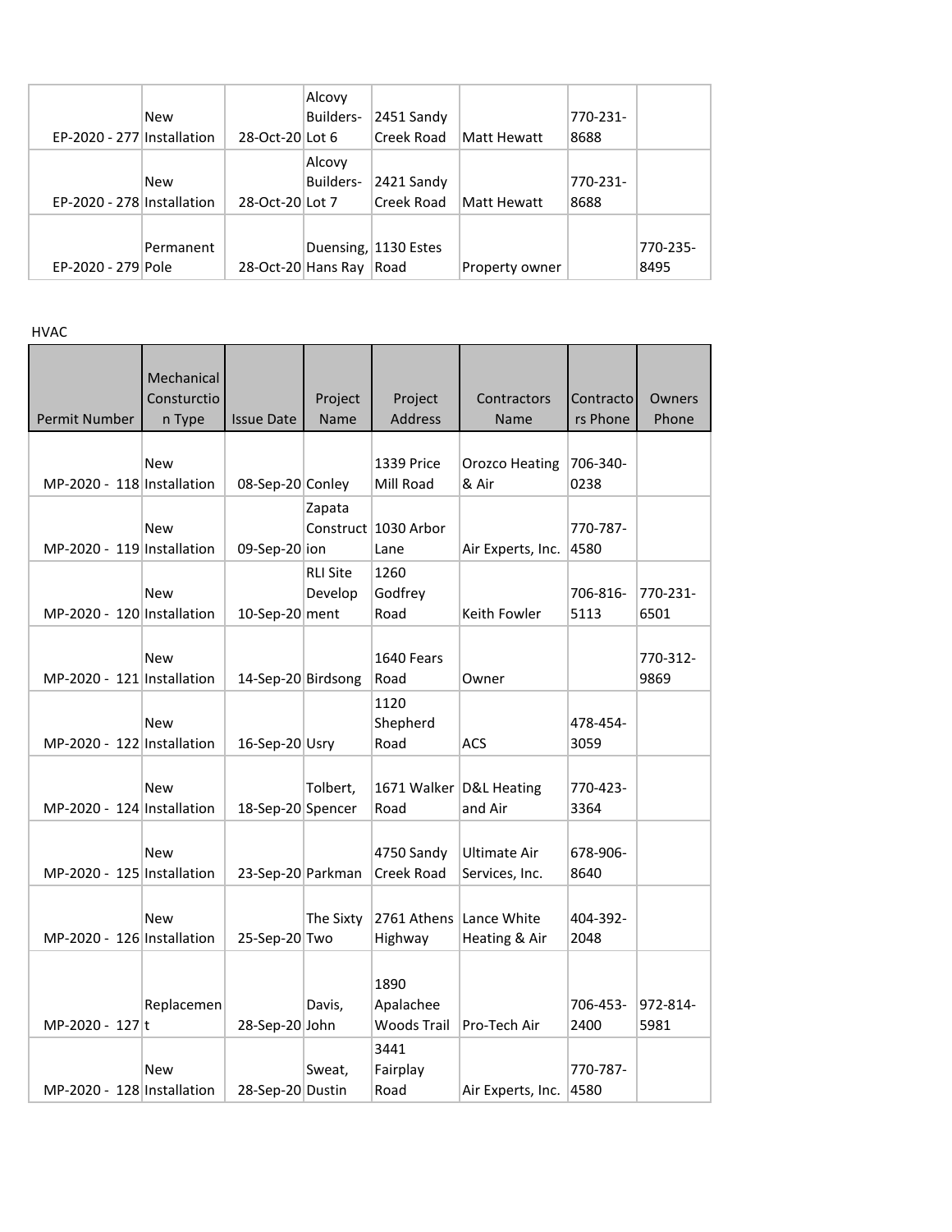| | | | | | | | |
|---|---|---|---|---|---|---|---|
| EP-2020 - 277 | New Installation | 28-Oct-20 | Alcovy Builders- Lot 6 | 2451 Sandy Creek Road | Matt Hewatt | 770-231-8688 | |
| EP-2020 - 278 | New Installation | 28-Oct-20 | Alcovy Builders- Lot 7 | 2421 Sandy Creek Road | Matt Hewatt | 770-231-8688 | |
| EP-2020 - 279 | Permanent Pole | 28-Oct-20 | Duensing, Hans Ray | 1130 Estes Road | Property owner | | 770-235-8495 |

HVAC

| Permit Number | Mechanical Consturctio n Type | Issue Date | Project Name | Project Address | Contractors Name | Contracto rs Phone | Owners Phone |
|---|---|---|---|---|---|---|---|
| MP-2020 - 118 | New Installation | 08-Sep-20 | Conley | 1339 Price Mill Road | Orozco Heating & Air | 706-340-0238 | |
| MP-2020 - 119 | New Installation | 09-Sep-20 | Zapata Construct ion | 1030 Arbor Lane | Air Experts, Inc. | 770-787-4580 | |
| MP-2020 - 120 | New Installation | 10-Sep-20 | RLI Site Develop ment | 1260 Godfrey Road | Keith Fowler | 706-816-5113 | 770-231-6501 |
| MP-2020 - 121 | New Installation | 14-Sep-20 | Birdsong | 1640 Fears Road | Owner | | 770-312-9869 |
| MP-2020 - 122 | New Installation | 16-Sep-20 | Usry | 1120 Shepherd Road | ACS | 478-454-3059 | |
| MP-2020 - 124 | New Installation | 18-Sep-20 | Tolbert, Spencer | 1671 Walker Road | D&L Heating and Air | 770-423-3364 | |
| MP-2020 - 125 | New Installation | 23-Sep-20 | Parkman | 4750 Sandy Creek Road | Ultimate Air Services, Inc. | 678-906-8640 | |
| MP-2020 - 126 | New Installation | 25-Sep-20 | The Sixty Two | 2761 Athens Highway | Lance White Heating & Air | 404-392-2048 | |
| MP-2020 - 127 | Replacemen t | 28-Sep-20 | Davis, John | 1890 Apalachee Woods Trail | Pro-Tech Air | 706-453-2400 | 972-814-5981 |
| MP-2020 - 128 | New Installation | 28-Sep-20 | Sweat, Dustin | 3441 Fairplay Road | Air Experts, Inc. | 770-787-4580 | |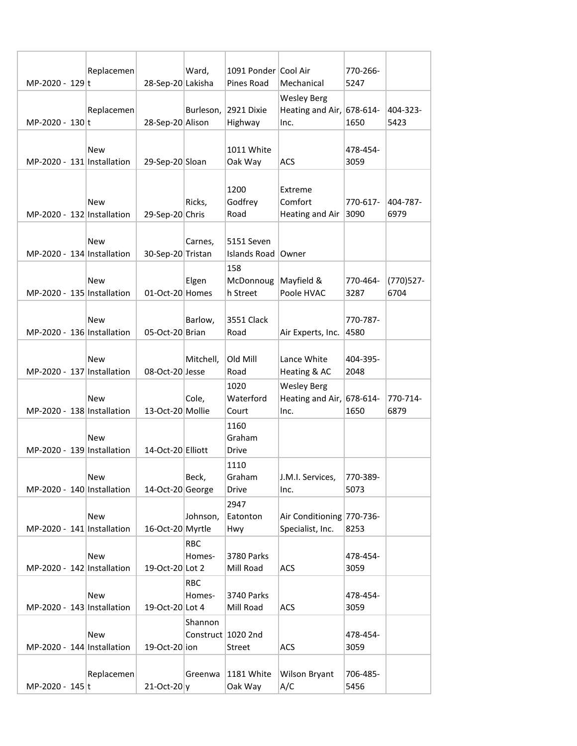| | | | | | | | |
|---|---|---|---|---|---|---|---|
| MP-2020 - 129 | Replacement | 28-Sep-20 | Ward, Lakisha | 1091 Ponder Pines Road | Cool Air Mechanical | 770-266-5247 | |
| MP-2020 - 130 | Replacement | 28-Sep-20 | Burleson, Alison | 2921 Dixie Highway | Wesley Berg Heating and Air, Inc. | 678-614-1650 | 404-323-5423 |
| MP-2020 - 131 | New Installation | 29-Sep-20 | Sloan | 1011 White Oak Way | ACS | 478-454-3059 | |
| MP-2020 - 132 | New Installation | 29-Sep-20 | Ricks, Chris | 1200 Godfrey Road | Extreme Comfort Heating and Air | 770-617-3090 | 404-787-6979 |
| MP-2020 - 134 | New Installation | 30-Sep-20 | Carnes, Tristan | 5151 Seven Islands Road | Owner | | |
| MP-2020 - 135 | New Installation | 01-Oct-20 | Elgen Homes | 158 McDonnough Street | Mayfield & Poole HVAC | 770-464-3287 | (770)527-6704 |
| MP-2020 - 136 | New Installation | 05-Oct-20 | Barlow, Brian | 3551 Clack Road | Air Experts, Inc. | 770-787-4580 | |
| MP-2020 - 137 | New Installation | 08-Oct-20 | Mitchell, Jesse | Old Mill Road | Lance White Heating & AC | 404-395-2048 | |
| MP-2020 - 138 | New Installation | 13-Oct-20 | Cole, Mollie | 1020 Waterford Court | Wesley Berg Heating and Air, Inc. | 678-614-1650 | 770-714-6879 |
| MP-2020 - 139 | New Installation | 14-Oct-20 | Elliott | 1160 Graham Drive | | | |
| MP-2020 - 140 | New Installation | 14-Oct-20 | Beck, George | 1110 Graham Drive | J.M.I. Services, Inc. | 770-389-5073 | |
| MP-2020 - 141 | New Installation | 16-Oct-20 | Johnson, Myrtle | 2947 Eatonton Hwy | Air Conditioning Specialist, Inc. | 770-736-8253 | |
| MP-2020 - 142 | New Installation | 19-Oct-20 | RBC Homes-Lot 2 | 3780 Parks Mill Road | ACS | 478-454-3059 | |
| MP-2020 - 143 | New Installation | 19-Oct-20 | RBC Homes-Lot 4 | 3740 Parks Mill Road | ACS | 478-454-3059 | |
| MP-2020 - 144 | New Installation | 19-Oct-20 | Shannon Construction | 1020 2nd Street | ACS | 478-454-3059 | |
| MP-2020 - 145 | Replacement | 21-Oct-20 | Greenway | 1181 White Oak Way | Wilson Bryant A/C | 706-485-5456 | |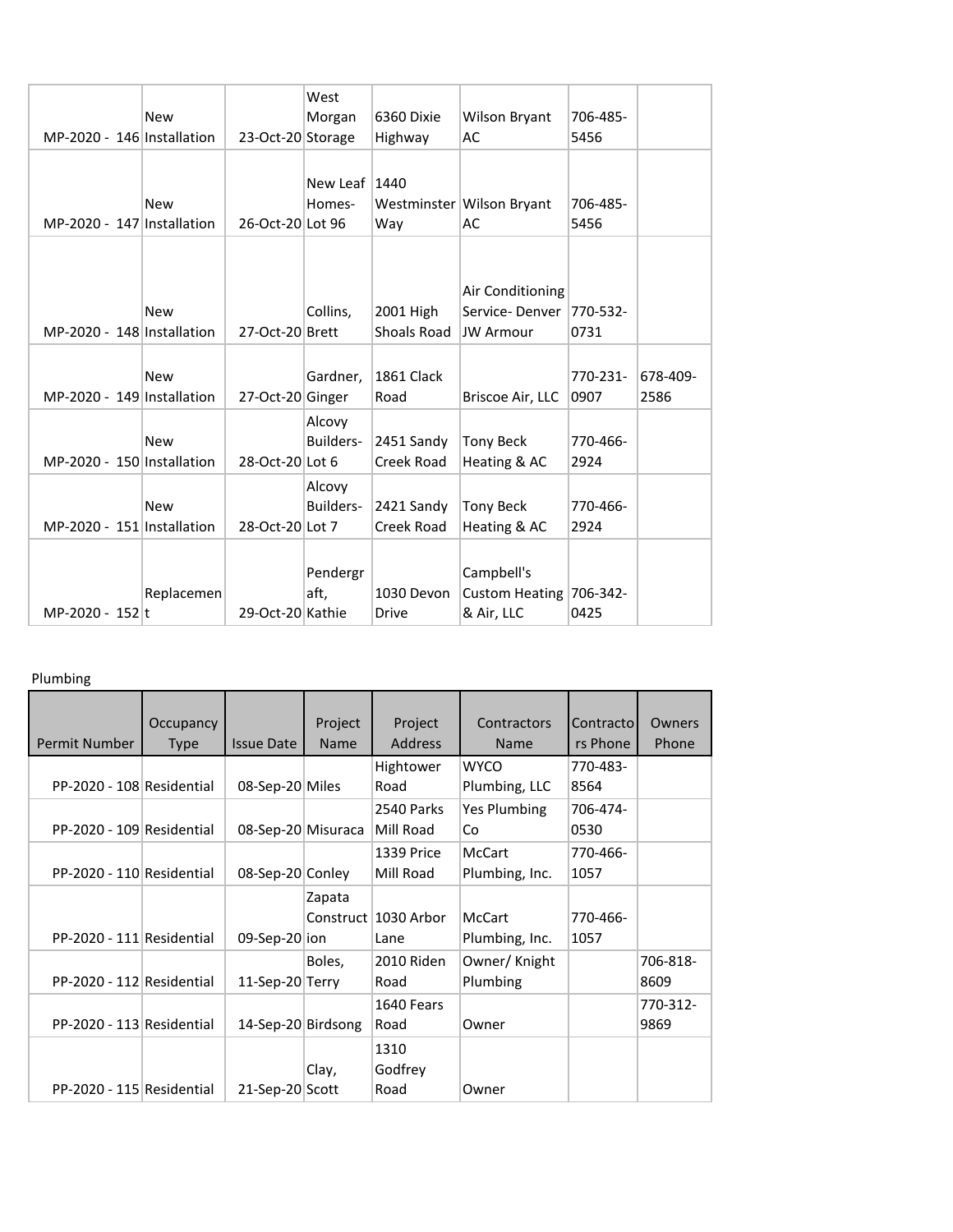| | | | | | | | |
|---|---|---|---|---|---|---|---|
| MP-2020 - 146 | New Installation | 23-Oct-20 | West Morgan Storage | 6360 Dixie Highway | Wilson Bryant AC | 706-485-5456 | |
| MP-2020 - 147 | New Installation | 26-Oct-20 | New Leaf Homes- Lot 96 | 1440 Westminster Way | Wilson Bryant AC | 706-485-5456 | |
| MP-2020 - 148 | New Installation | 27-Oct-20 | Collins, Brett | 2001 High Shoals Road | Air Conditioning Service- Denver JW Armour | 770-532-0731 | |
| MP-2020 - 149 | New Installation | 27-Oct-20 | Gardner, Ginger | 1861 Clack Road | Briscoe Air, LLC | 770-231-0907 | 678-409-2586 |
| MP-2020 - 150 | New Installation | 28-Oct-20 | Alcovy Builders- Lot 6 | 2451 Sandy Creek Road | Tony Beck Heating & AC | 770-466-2924 | |
| MP-2020 - 151 | New Installation | 28-Oct-20 | Alcovy Builders- Lot 7 | 2421 Sandy Creek Road | Tony Beck Heating & AC | 770-466-2924 | |
| MP-2020 - 152 | Replacement | 29-Oct-20 | Pendergraft, Kathie | 1030 Devon Drive | Campbell's Custom Heating & Air, LLC | 706-342-0425 | |

Plumbing

| Permit Number | Occupancy Type | Issue Date | Project Name | Project Address | Contractors Name | Contractors Phone | Owners Phone |
|---|---|---|---|---|---|---|---|
| PP-2020 - 108 | Residential | 08-Sep-20 | Miles | Hightower Road | WYCO Plumbing, LLC | 770-483-8564 | |
| PP-2020 - 109 | Residential | 08-Sep-20 | Misuraca | 2540 Parks Mill Road | Yes Plumbing Co | 706-474-0530 | |
| PP-2020 - 110 | Residential | 08-Sep-20 | Conley | 1339 Price Mill Road | McCart Plumbing, Inc. | 770-466-1057 | |
| PP-2020 - 111 | Residential | 09-Sep-20 | Zapata Construction | 1030 Arbor Lane | McCart Plumbing, Inc. | 770-466-1057 | |
| PP-2020 - 112 | Residential | 11-Sep-20 | Boles, Terry | 2010 Riden Road | Owner/ Knight Plumbing | | 706-818-8609 |
| PP-2020 - 113 | Residential | 14-Sep-20 | Birdsong | 1640 Fears Road | Owner | | 770-312-9869 |
| PP-2020 - 115 | Residential | 21-Sep-20 | Clay, Scott | 1310 Godfrey Road | Owner | | |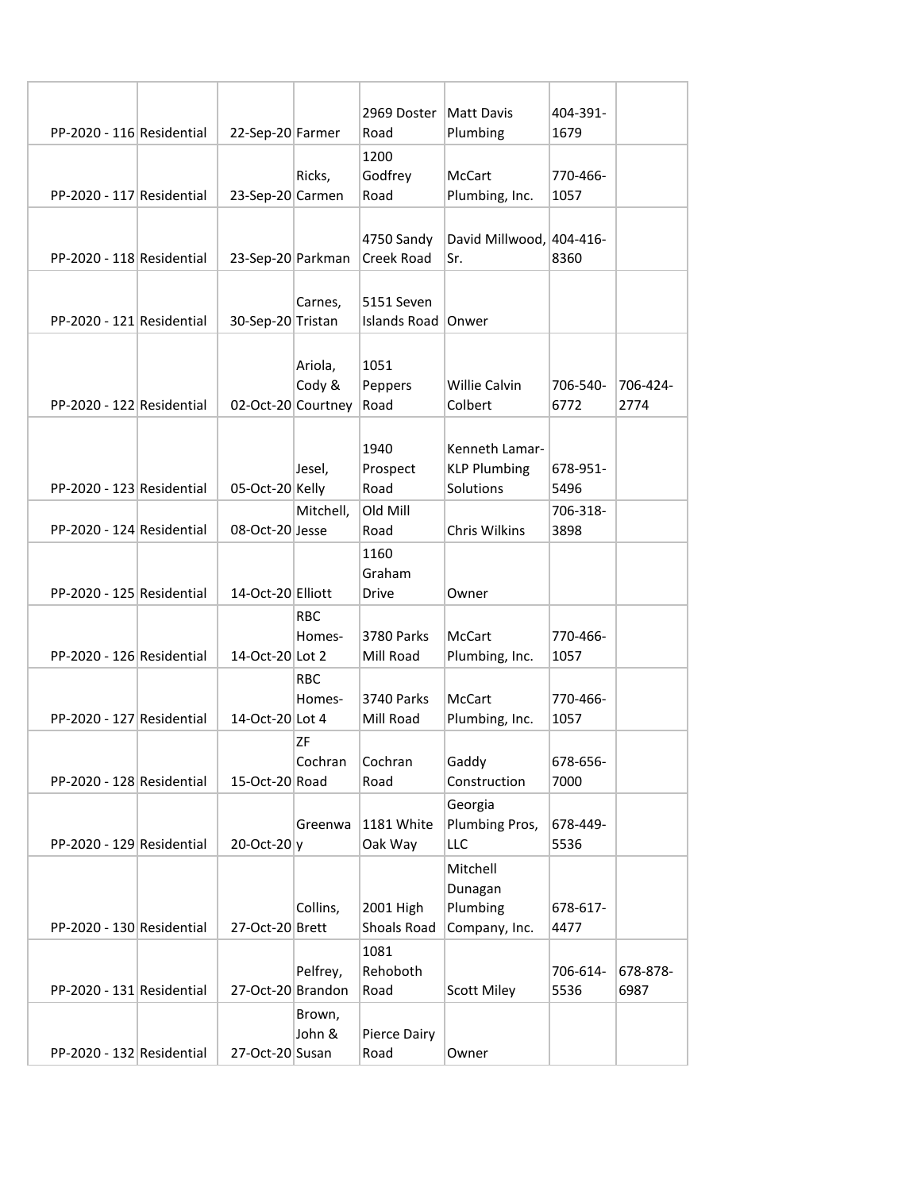| | | | | | | | |
|---|---|---|---|---|---|---|---|
| PP-2020 - 116 | Residential | 22-Sep-20 | Farmer | 2969 Doster Road | Matt Davis Plumbing | 404-391-1679 | |
| PP-2020 - 117 | Residential | 23-Sep-20 | Ricks, Carmen | 1200 Godfrey Road | McCart Plumbing, Inc. | 770-466-1057 | |
| PP-2020 - 118 | Residential | 23-Sep-20 | Parkman | 4750 Sandy Creek Road | David Millwood, Sr. | 404-416-8360 | |
| PP-2020 - 121 | Residential | 30-Sep-20 | Carnes, Tristan | 5151 Seven Islands Road | Onwer | | |
| PP-2020 - 122 | Residential | 02-Oct-20 | Ariola, Cody & Courtney | 1051 Peppers Road | Willie Calvin Colbert | 706-540-6772 | 706-424-2774 |
| PP-2020 - 123 | Residential | 05-Oct-20 | Jesel, Kelly | 1940 Prospect Road | Kenneth Lamar-KLP Plumbing Solutions | 678-951-5496 | |
| PP-2020 - 124 | Residential | 08-Oct-20 | Mitchell, Jesse | Old Mill Road | Chris Wilkins | 706-318-3898 | |
| PP-2020 - 125 | Residential | 14-Oct-20 | Elliott | 1160 Graham Drive | Owner | | |
| PP-2020 - 126 | Residential | 14-Oct-20 | RBC Homes-Lot 2 | 3780 Parks Mill Road | McCart Plumbing, Inc. | 770-466-1057 | |
| PP-2020 - 127 | Residential | 14-Oct-20 | RBC Homes-Lot 4 | 3740 Parks Mill Road | McCart Plumbing, Inc. | 770-466-1057 | |
| PP-2020 - 128 | Residential | 15-Oct-20 | ZF Cochran Road | Cochran Road | Gaddy Construction | 678-656-7000 | |
| PP-2020 - 129 | Residential | 20-Oct-20 | Greenway | 1181 White Oak Way | Georgia Plumbing Pros, LLC | 678-449-5536 | |
| PP-2020 - 130 | Residential | 27-Oct-20 | Collins, Brett | 2001 High Shoals Road | Mitchell Dunagan Plumbing Company, Inc. | 678-617-4477 | |
| PP-2020 - 131 | Residential | 27-Oct-20 | Pelfrey, Brandon | 1081 Rehoboth Road | Scott Miley | 706-614-5536 | 678-878-6987 |
| PP-2020 - 132 | Residential | 27-Oct-20 | Brown, John & Susan | Pierce Dairy Road | Owner | | |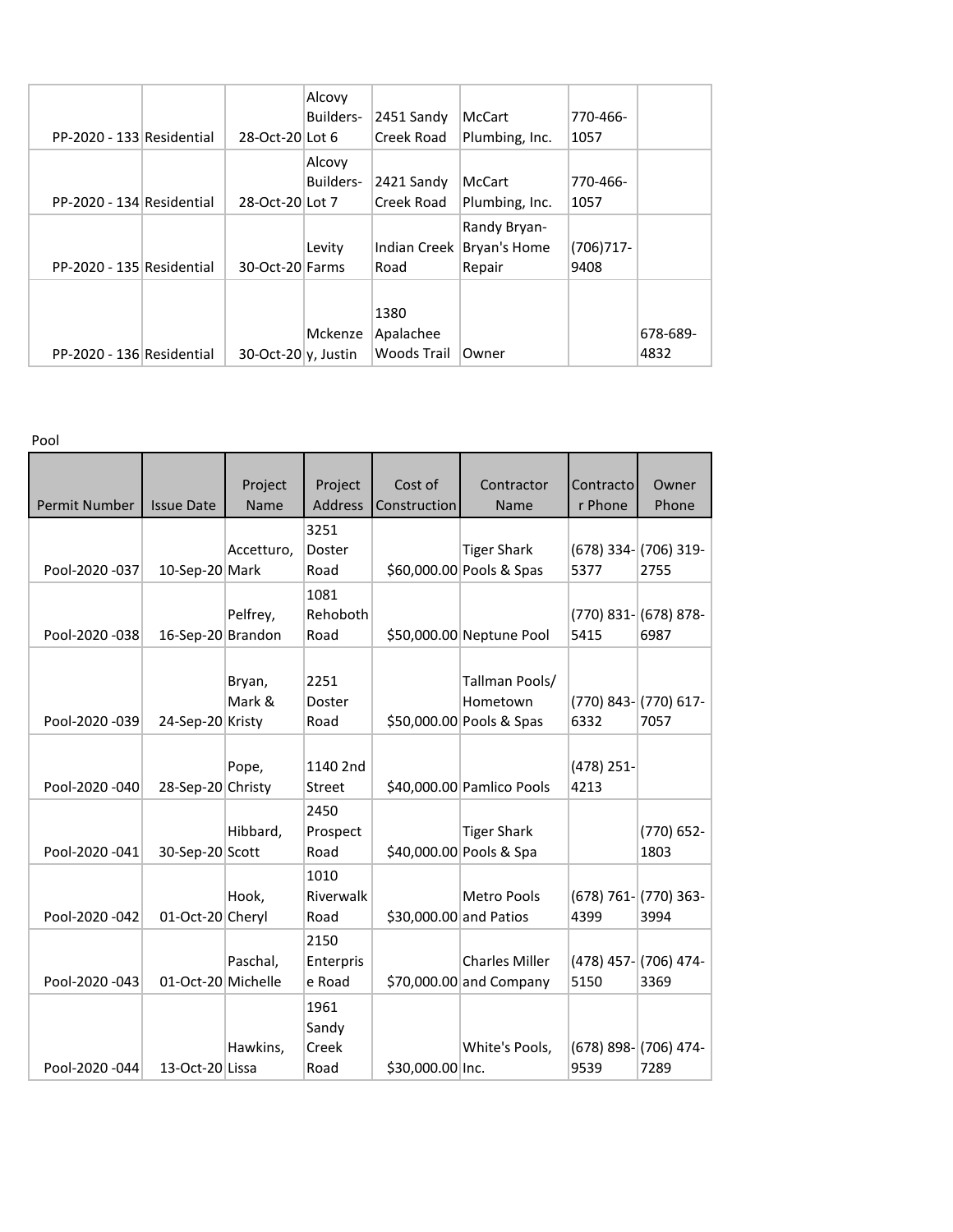| | | | | | | | |
|---|---|---|---|---|---|---|---|
| PP-2020 - 133 | Residential | 28-Oct-20 | Alcovy Builders- Lot 6 | 2451 Sandy Creek Road | McCart Plumbing, Inc. | 770-466-1057 | |
| PP-2020 - 134 | Residential | 28-Oct-20 | Alcovy Builders- Lot 7 | 2421 Sandy Creek Road | McCart Plumbing, Inc. | 770-466-1057 | |
| PP-2020 - 135 | Residential | 30-Oct-20 | Levity Farms | Indian Creek Road | Randy Bryan- Bryan's Home Repair | (706)717-9408 | |
| PP-2020 - 136 | Residential | 30-Oct-20 | Mckenzey, Justin | 1380 Apalachee Woods Trail | Owner | | 678-689-4832 |

Pool

| Permit Number | Issue Date | Project Name | Project Address | Cost of Construction | Contractor Name | Contractor Phone | Owner Phone |
|---|---|---|---|---|---|---|---|
| Pool-2020 -037 | 10-Sep-20 | Accetturo, Mark | 3251 Doster Road | $60,000.00 | Tiger Shark Pools & Spas | (678) 334-5377 | (706) 319-2755 |
| Pool-2020 -038 | 16-Sep-20 | Pelfrey, Brandon | 1081 Rehoboth Road | $50,000.00 | Neptune Pool | (770) 831-5415 | (678) 878-6987 |
| Pool-2020 -039 | 24-Sep-20 | Bryan, Mark & Kristy | 2251 Doster Road | $50,000.00 | Tallman Pools/ Hometown Pools & Spas | (770) 843-6332 | (770) 617-7057 |
| Pool-2020 -040 | 28-Sep-20 | Pope, Christy | 1140 2nd Street | $40,000.00 | Pamlico Pools | (478) 251-4213 | |
| Pool-2020 -041 | 30-Sep-20 | Hibbard, Scott | 2450 Prospect Road | $40,000.00 | Tiger Shark Pools & Spa | | (770) 652-1803 |
| Pool-2020 -042 | 01-Oct-20 | Hook, Cheryl | 1010 Riverwalk Road | $30,000.00 | Metro Pools and Patios | (678) 761-4399 | (770) 363-3994 |
| Pool-2020 -043 | 01-Oct-20 | Paschal, Michelle | 2150 Enterprise Road | $70,000.00 | Charles Miller and Company | (478) 457-5150 | (706) 474-3369 |
| Pool-2020 -044 | 13-Oct-20 | Hawkins, Lissa | 1961 Sandy Creek Road | $30,000.00 | White's Pools, Inc. | (678) 898-9539 | (706) 474-7289 |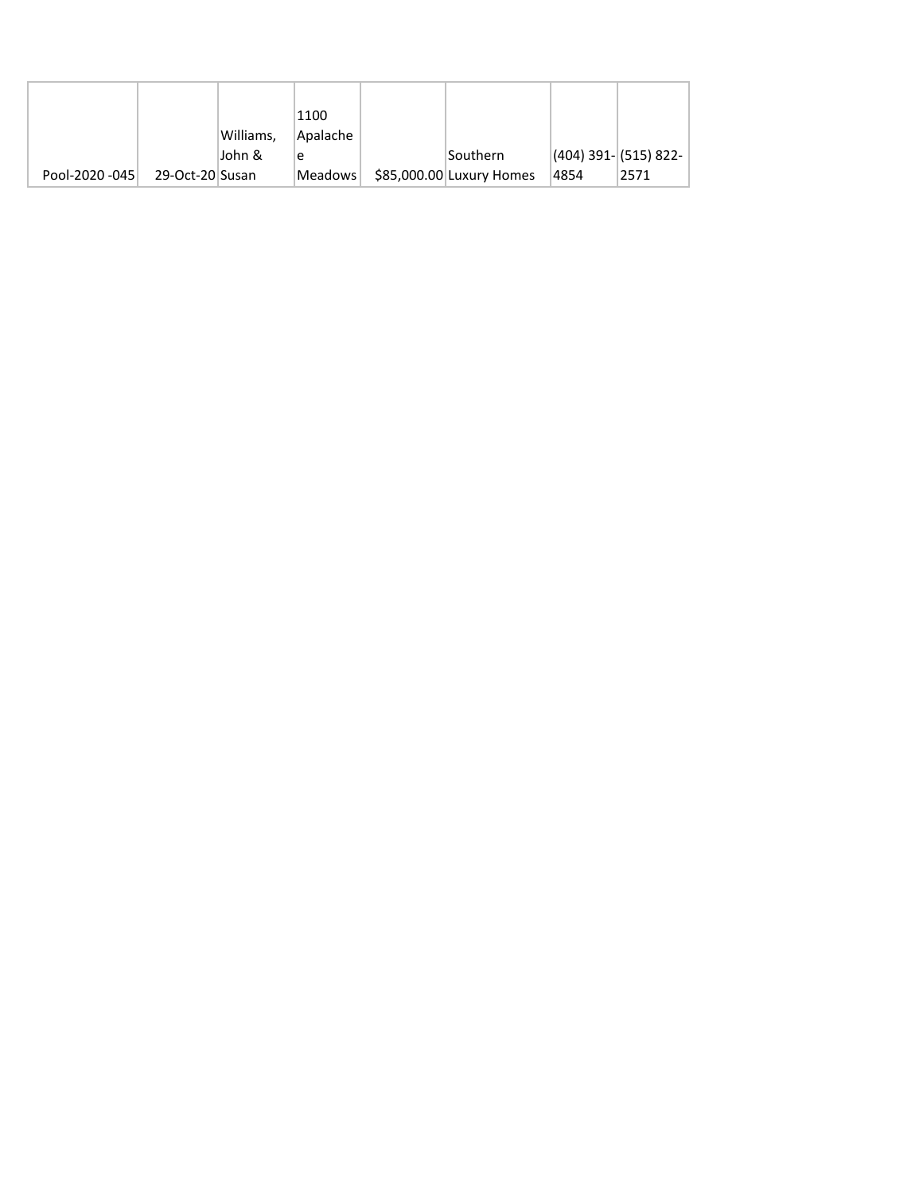| | | | | | | | |
|---|---|---|---|---|---|---|---|
| Pool-2020 -045 | 29-Oct-20 | Williams, John & Susan | 1100 Apalachee Meadows | $85,000.00 | Southern Luxury Homes | (404) 391-4854 | (515) 822-2571 |